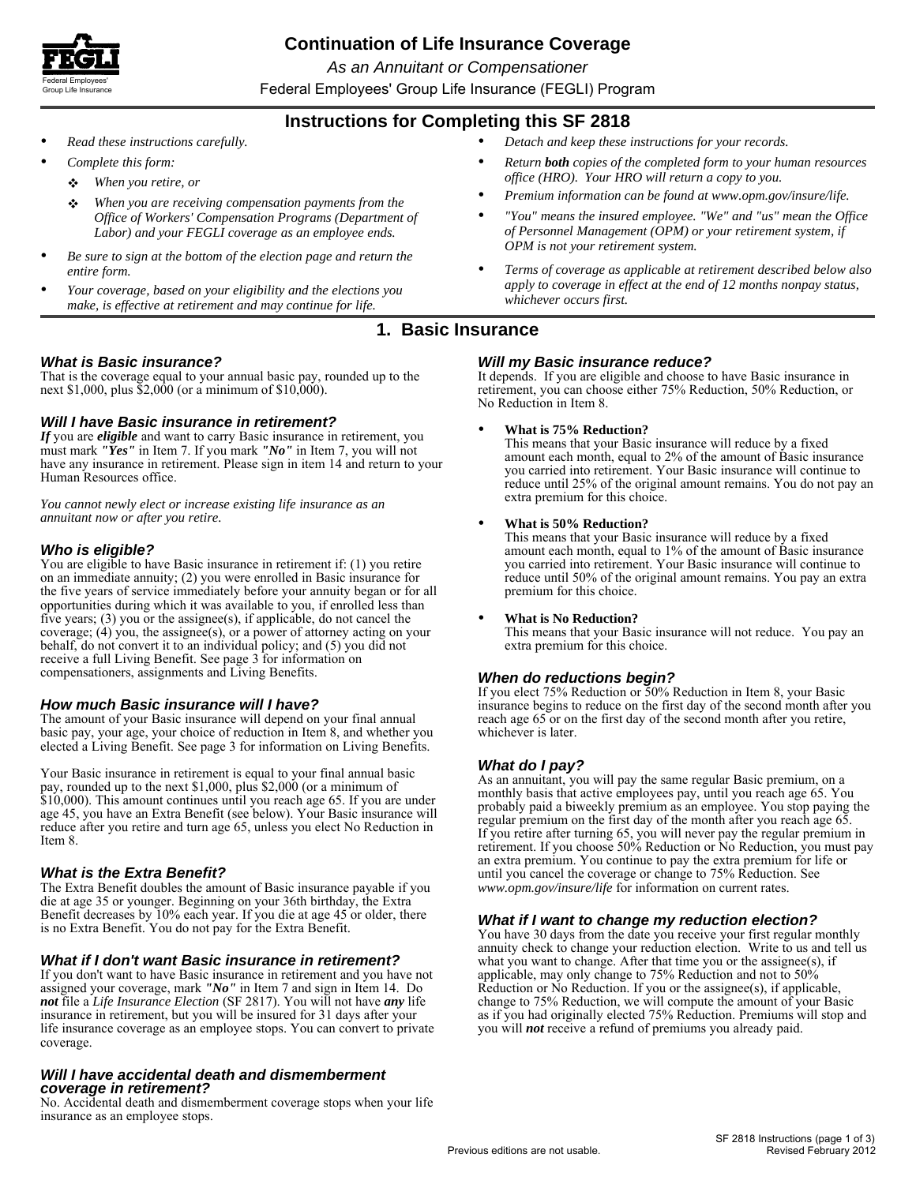# Continuation of Life Insurance Coverage

*As an Annuitant or Compensationer*

Federal Employees' Group Life Insurance (FEGLI) Program

## Instructions for Completing this SF 2818

- *Read these instructions carefully.*
- *Complete this form:*
  - *When you retire, or*
  - *When you are receiving compensation payments from the Office of Workers' Compensation Programs (Department of Labor) and your FEGLI coverage as an employee ends.*
- *Be sure to sign at the bottom of the election page and return the entire form.*
- *Your coverage, based on your eligibility and the elections you make, is effective at retirement and may continue for life.*
- *Detach and keep these instructions for your records.*
- *Return **both** copies of the completed form to your human resources office (HRO). Your HRO will return a copy to you.*
- *Premium information can be found at www.opm.gov/insure/life.*
- *"You" means the insured employee. "We" and "us" mean the Office of Personnel Management (OPM) or your retirement system, if OPM is not your retirement system.*
- *Terms of coverage as applicable at retirement described below also apply to coverage in effect at the end of 12 months nonpay status, whichever occurs first.*

## 1. Basic Insurance

### What is Basic insurance?

That is the coverage equal to your annual basic pay, rounded up to the next $1,000, plus $2,000 (or a minimum of $10,000).

### Will I have Basic insurance in retirement?

***If*** you are ***eligible*** and want to carry Basic insurance in retirement, you must mark ***"Yes"*** in Item 7. If you mark ***"No"*** in Item 7, you will not have any insurance in retirement. Please sign in item 14 and return to your Human Resources office.

*You cannot newly elect or increase existing life insurance as an annuitant now or after you retire.*

### Who is eligible?

You are eligible to have Basic insurance in retirement if: (1) you retire on an immediate annuity; (2) you were enrolled in Basic insurance for the five years of service immediately before your annuity began or for all opportunities during which it was available to you, if enrolled less than five years; (3) you or the assignee(s), if applicable, do not cancel the coverage; (4) you, the assignee(s), or a power of attorney acting on your behalf, do not convert it to an individual policy; and (5) you did not receive a full Living Benefit. See page 3 for information on compensationers, assignments and Living Benefits.

### How much Basic insurance will I have?

The amount of your Basic insurance will depend on your final annual basic pay, your age, your choice of reduction in Item 8, and whether you elected a Living Benefit. See page 3 for information on Living Benefits.

Your Basic insurance in retirement is equal to your final annual basic pay, rounded up to the next $1,000, plus $2,000 (or a minimum of $10,000). This amount continues until you reach age 65. If you are under age 45, you have an Extra Benefit (see below). Your Basic insurance will reduce after you retire and turn age 65, unless you elect No Reduction in Item 8.

### What is the Extra Benefit?

The Extra Benefit doubles the amount of Basic insurance payable if you die at age 35 or younger. Beginning on your 36th birthday, the Extra Benefit decreases by 10% each year. If you die at age 45 or older, there is no Extra Benefit. You do not pay for the Extra Benefit.

### What if I don't want Basic insurance in retirement?

If you don't want to have Basic insurance in retirement and you have not assigned your coverage, mark ***"No"*** in Item 7 and sign in Item 14. Do ***not*** file a *Life Insurance Election* (SF 2817). You will not have ***any*** life insurance in retirement, but you will be insured for 31 days after your life insurance coverage as an employee stops. You can convert to private coverage.

### Will I have accidental death and dismemberment coverage in retirement?

No. Accidental death and dismemberment coverage stops when your life insurance as an employee stops.

### Will my Basic insurance reduce?

It depends. If you are eligible and choose to have Basic insurance in retirement, you can choose either 75% Reduction, 50% Reduction, or No Reduction in Item 8.

- **What is 75% Reduction?**
  This means that your Basic insurance will reduce by a fixed amount each month, equal to 2% of the amount of Basic insurance you carried into retirement. Your Basic insurance will continue to reduce until 25% of the original amount remains. You do not pay an extra premium for this choice.

- **What is 50% Reduction?**
  This means that your Basic insurance will reduce by a fixed amount each month, equal to 1% of the amount of Basic insurance you carried into retirement. Your Basic insurance will continue to reduce until 50% of the original amount remains. You pay an extra premium for this choice.

- **What is No Reduction?**
  This means that your Basic insurance will not reduce. You pay an extra premium for this choice.

### When do reductions begin?

If you elect 75% Reduction or 50% Reduction in Item 8, your Basic insurance begins to reduce on the first day of the second month after you reach age 65 or on the first day of the second month after you retire, whichever is later.

### What do I pay?

As an annuitant, you will pay the same regular Basic premium, on a monthly basis that active employees pay, until you reach age 65. You probably paid a biweekly premium as an employee. You stop paying the regular premium on the first day of the month after you reach age 65. If you retire after turning 65, you will never pay the regular premium in retirement. If you choose 50% Reduction or No Reduction, you must pay an extra premium. You continue to pay the extra premium for life or until you cancel the coverage or change to 75% Reduction. See *www.opm.gov/insure/life* for information on current rates.

### What if I want to change my reduction election?

You have 30 days from the date you receive your first regular monthly annuity check to change your reduction election. Write to us and tell us what you want to change. After that time you or the assignee(s), if applicable, may only change to 75% Reduction and not to 50% Reduction or No Reduction. If you or the assignee(s), if applicable, change to 75% Reduction, we will compute the amount of your Basic as if you had originally elected 75% Reduction. Premiums will stop and you will ***not*** receive a refund of premiums you already paid.

Previous editions are not usable.

SF 2818 Instructions (page 1 of 3)
Revised February 2012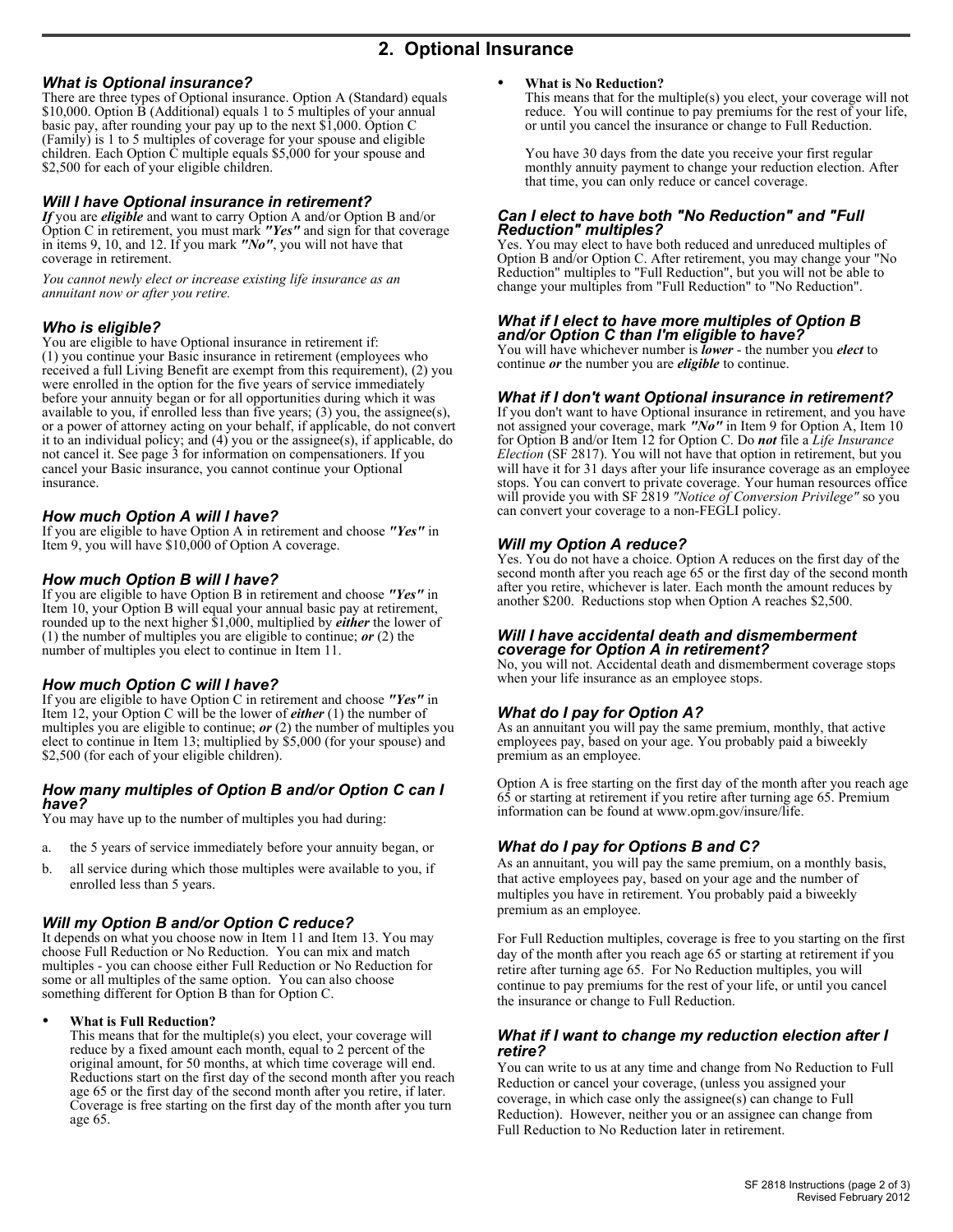## 2. Optional Insurance

### *What is Optional insurance?*

There are three types of Optional insurance. Option A (Standard) equals $10,000. Option B (Additional) equals 1 to 5 multiples of your annual basic pay, after rounding your pay up to the next $1,000. Option C (Family) is 1 to 5 multiples of coverage for your spouse and eligible children. Each Option C multiple equals $5,000 for your spouse and $2,500 for each of your eligible children.

### *Will I have Optional insurance in retirement?*

***If*** you are ***eligible*** and want to carry Option A and/or Option B and/or Option C in retirement, you must mark ***"Yes"*** and sign for that coverage in items 9, 10, and 12. If you mark ***"No"***, you will not have that coverage in retirement.

*You cannot newly elect or increase existing life insurance as an annuitant now or after you retire.*

### *Who is eligible?*

You are eligible to have Optional insurance in retirement if:
(1) you continue your Basic insurance in retirement (employees who received a full Living Benefit are exempt from this requirement), (2) you were enrolled in the option for the five years of service immediately before your annuity began or for all opportunities during which it was available to you, if enrolled less than five years; (3) you, the assignee(s), or a power of attorney acting on your behalf, if applicable, do not convert it to an individual policy; and (4) you or the assignee(s), if applicable, do not cancel it. See page 3 for information on compensationers. If you cancel your Basic insurance, you cannot continue your Optional insurance.

### *How much Option A will I have?*

If you are eligible to have Option A in retirement and choose ***"Yes"*** in Item 9, you will have $10,000 of Option A coverage.

### *How much Option B will I have?*

If you are eligible to have Option B in retirement and choose ***"Yes"*** in Item 10, your Option B will equal your annual basic pay at retirement, rounded up to the next higher $1,000, multiplied by ***either*** the lower of (1) the number of multiples you are eligible to continue; ***or*** (2) the number of multiples you elect to continue in Item 11.

### *How much Option C will I have?*

If you are eligible to have Option C in retirement and choose ***"Yes"*** in Item 12, your Option C will be the lower of ***either*** (1) the number of multiples you are eligible to continue; ***or*** (2) the number of multiples you elect to continue in Item 13; multiplied by $5,000 (for your spouse) and $2,500 (for each of your eligible children).

### *How many multiples of Option B and/or Option C can I have?*

You may have up to the number of multiples you had during:

a. the 5 years of service immediately before your annuity began, or

b. all service during which those multiples were available to you, if enrolled less than 5 years.

### *Will my Option B and/or Option C reduce?*

It depends on what you choose now in Item 11 and Item 13. You may choose Full Reduction or No Reduction. You can mix and match multiples - you can choose either Full Reduction or No Reduction for some or all multiples of the same option. You can also choose something different for Option B than for Option C.

- **What is Full Reduction?**
  This means that for the multiple(s) you elect, your coverage will reduce by a fixed amount each month, equal to 2 percent of the original amount, for 50 months, at which time coverage will end. Reductions start on the first day of the second month after you reach age 65 or the first day of the second month after you retire, if later. Coverage is free starting on the first day of the month after you turn age 65.

- **What is No Reduction?**
  This means that for the multiple(s) you elect, your coverage will not reduce. You will continue to pay premiums for the rest of your life, or until you cancel the insurance or change to Full Reduction.

  You have 30 days from the date you receive your first regular monthly annuity payment to change your reduction election. After that time, you can only reduce or cancel coverage.

### *Can I elect to have both "No Reduction" and "Full Reduction" multiples?*

Yes. You may elect to have both reduced and unreduced multiples of Option B and/or Option C. After retirement, you may change your "No Reduction" multiples to "Full Reduction", but you will not be able to change your multiples from "Full Reduction" to "No Reduction".

### *What if I elect to have more multiples of Option B and/or Option C than I'm eligible to have?*

You will have whichever number is ***lower*** - the number you ***elect*** to continue ***or*** the number you are ***eligible*** to continue.

### *What if I don't want Optional insurance in retirement?*

If you don't want to have Optional insurance in retirement, and you have not assigned your coverage, mark ***"No"*** in Item 9 for Option A, Item 10 for Option B and/or Item 12 for Option C. Do ***not*** file a *Life Insurance Election* (SF 2817). You will not have that option in retirement, but you will have it for 31 days after your life insurance coverage as an employee stops. You can convert to private coverage. Your human resources office will provide you with SF 2819 *"Notice of Conversion Privilege"* so you can convert your coverage to a non-FEGLI policy.

### *Will my Option A reduce?*

Yes. You do not have a choice. Option A reduces on the first day of the second month after you reach age 65 or the first day of the second month after you retire, whichever is later. Each month the amount reduces by another $200. Reductions stop when Option A reaches $2,500.

### *Will I have accidental death and dismemberment coverage for Option A in retirement?*

No, you will not. Accidental death and dismemberment coverage stops when your life insurance as an employee stops.

### *What do I pay for Option A?*

As an annuitant you will pay the same premium, monthly, that active employees pay, based on your age. You probably paid a biweekly premium as an employee.

Option A is free starting on the first day of the month after you reach age 65 or starting at retirement if you retire after turning age 65. Premium information can be found at www.opm.gov/insure/life.

### *What do I pay for Options B and C?*

As an annuitant, you will pay the same premium, on a monthly basis, that active employees pay, based on your age and the number of multiples you have in retirement. You probably paid a biweekly premium as an employee.

For Full Reduction multiples, coverage is free to you starting on the first day of the month after you reach age 65 or starting at retirement if you retire after turning age 65. For No Reduction multiples, you will continue to pay premiums for the rest of your life, or until you cancel the insurance or change to Full Reduction.

### *What if I want to change my reduction election after I retire?*

You can write to us at any time and change from No Reduction to Full Reduction or cancel your coverage, (unless you assigned your coverage, in which case only the assignee(s) can change to Full Reduction). However, neither you or an assignee can change from Full Reduction to No Reduction later in retirement.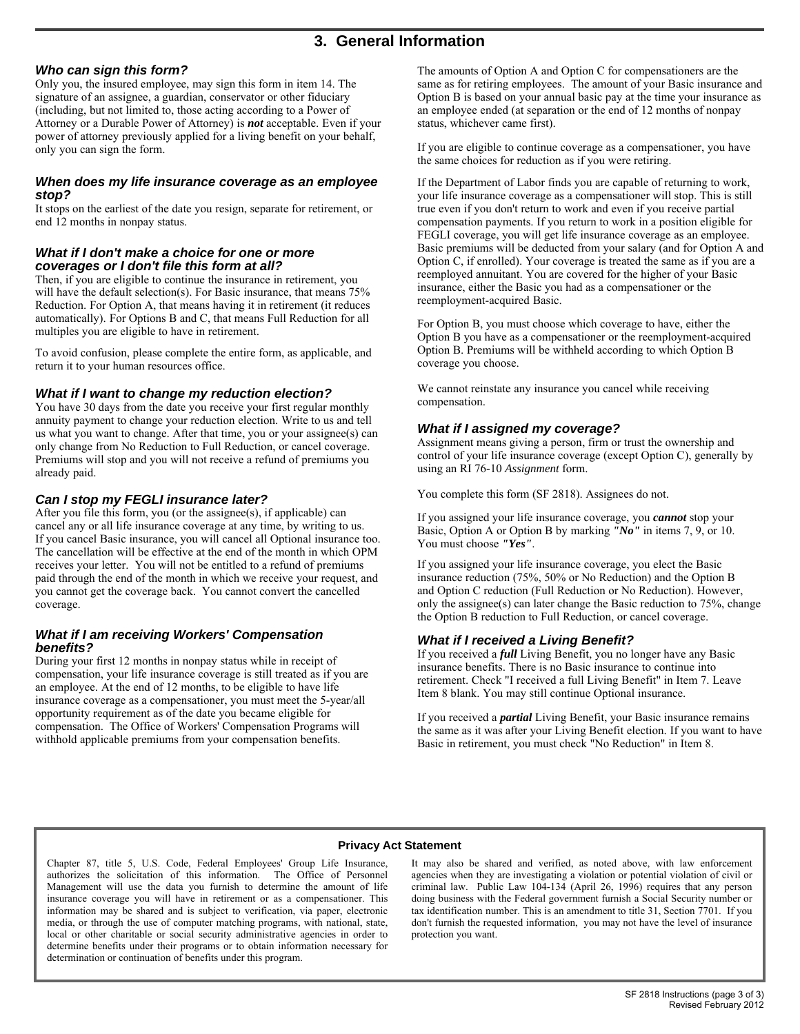## 3. General Information

### *Who can sign this form?*

Only you, the insured employee, may sign this form in item 14. The signature of an assignee, a guardian, conservator or other fiduciary (including, but not limited to, those acting according to a Power of Attorney or a Durable Power of Attorney) is ***not*** acceptable. Even if your power of attorney previously applied for a living benefit on your behalf, only you can sign the form.

### *When does my life insurance coverage as an employee stop?*

It stops on the earliest of the date you resign, separate for retirement, or end 12 months in nonpay status.

### *What if I don't make a choice for one or more coverages or I don't file this form at all?*

Then, if you are eligible to continue the insurance in retirement, you will have the default selection(s). For Basic insurance, that means 75% Reduction. For Option A, that means having it in retirement (it reduces automatically). For Options B and C, that means Full Reduction for all multiples you are eligible to have in retirement.

To avoid confusion, please complete the entire form, as applicable, and return it to your human resources office.

### *What if I want to change my reduction election?*

You have 30 days from the date you receive your first regular monthly annuity payment to change your reduction election. Write to us and tell us what you want to change. After that time, you or your assignee(s) can only change from No Reduction to Full Reduction, or cancel coverage. Premiums will stop and you will not receive a refund of premiums you already paid.

### *Can I stop my FEGLI insurance later?*

After you file this form, you (or the assignee(s), if applicable) can cancel any or all life insurance coverage at any time, by writing to us. If you cancel Basic insurance, you will cancel all Optional insurance too. The cancellation will be effective at the end of the month in which OPM receives your letter. You will not be entitled to a refund of premiums paid through the end of the month in which we receive your request, and you cannot get the coverage back. You cannot convert the cancelled coverage.

### *What if I am receiving Workers' Compensation benefits?*

During your first 12 months in nonpay status while in receipt of compensation, your life insurance coverage is still treated as if you are an employee. At the end of 12 months, to be eligible to have life insurance coverage as a compensationer, you must meet the 5-year/all opportunity requirement as of the date you became eligible for compensation. The Office of Workers' Compensation Programs will withhold applicable premiums from your compensation benefits.

The amounts of Option A and Option C for compensationers are the same as for retiring employees. The amount of your Basic insurance and Option B is based on your annual basic pay at the time your insurance as an employee ended (at separation or the end of 12 months of nonpay status, whichever came first).

If you are eligible to continue coverage as a compensationer, you have the same choices for reduction as if you were retiring.

If the Department of Labor finds you are capable of returning to work, your life insurance coverage as a compensationer will stop. This is still true even if you don't return to work and even if you receive partial compensation payments. If you return to work in a position eligible for FEGLI coverage, you will get life insurance coverage as an employee. Basic premiums will be deducted from your salary (and for Option A and Option C, if enrolled). Your coverage is treated the same as if you are a reemployed annuitant. You are covered for the higher of your Basic insurance, either the Basic you had as a compensationer or the reemployment-acquired Basic.

For Option B, you must choose which coverage to have, either the Option B you have as a compensationer or the reemployment-acquired Option B. Premiums will be withheld according to which Option B coverage you choose.

We cannot reinstate any insurance you cancel while receiving compensation.

### *What if I assigned my coverage?*

Assignment means giving a person, firm or trust the ownership and control of your life insurance coverage (except Option C), generally by using an RI 76-10 *Assignment* form.

You complete this form (SF 2818). Assignees do not.

If you assigned your life insurance coverage, you ***cannot*** stop your Basic, Option A or Option B by marking ***"No"*** in items 7, 9, or 10. You must choose ***"Yes"***.

If you assigned your life insurance coverage, you elect the Basic insurance reduction (75%, 50% or No Reduction) and the Option B and Option C reduction (Full Reduction or No Reduction). However, only the assignee(s) can later change the Basic reduction to 75%, change the Option B reduction to Full Reduction, or cancel coverage.

### *What if I received a Living Benefit?*

If you received a ***full*** Living Benefit, you no longer have any Basic insurance benefits. There is no Basic insurance to continue into retirement. Check "I received a full Living Benefit" in Item 7. Leave Item 8 blank. You may still continue Optional insurance.

If you received a ***partial*** Living Benefit, your Basic insurance remains the same as it was after your Living Benefit election. If you want to have Basic in retirement, you must check "No Reduction" in Item 8.

---

**Privacy Act Statement**

Chapter 87, title 5, U.S. Code, Federal Employees' Group Life Insurance, authorizes the solicitation of this information. The Office of Personnel Management will use the data you furnish to determine the amount of life insurance coverage you will have in retirement or as a compensationer. This information may be shared and is subject to verification, via paper, electronic media, or through the use of computer matching programs, with national, state, local or other charitable or social security administrative agencies in order to determine benefits under their programs or to obtain information necessary for determination or continuation of benefits under this program. It may also be shared and verified, as noted above, with law enforcement agencies when they are investigating a violation or potential violation of civil or criminal law. Public Law 104-134 (April 26, 1996) requires that any person doing business with the Federal government furnish a Social Security number or tax identification number. This is an amendment to title 31, Section 7701. If you don't furnish the requested information, you may not have the level of insurance protection you want.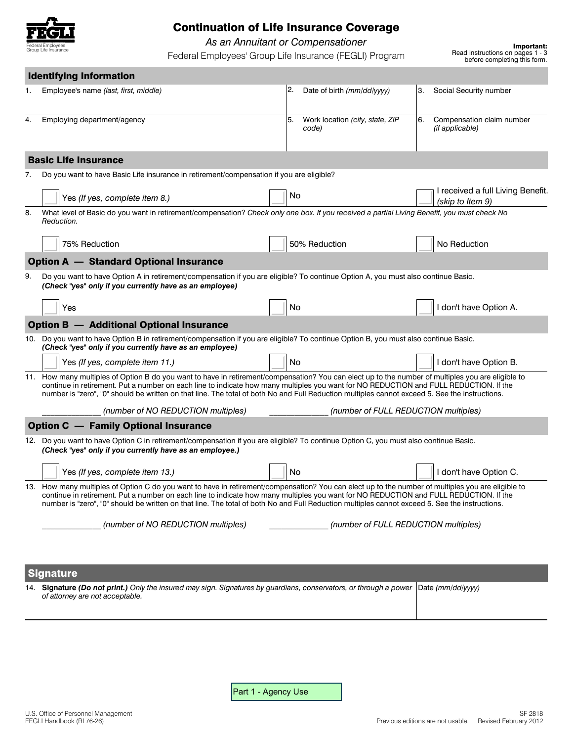FEGLI
Federal Employees Group Life Insurance

# Continuation of Life Insurance Coverage

*As an Annuitant or Compensationer*

Federal Employees' Group Life Insurance (FEGLI) Program

**Important:** Read instructions on pages 1 - 3 before completing this form.

## Identifying Information

| 1. Employee's name *(last, first, middle)* | 2. Date of birth *(mm/dd/yyyy)* | 3. Social Security number |
|---|---|---|
| | | |
| **4. Employing department/agency** | **5. Work location** *(city, state, ZIP code)* | **6. Compensation claim number** *(if applicable)* |
| | | |

## Basic Life Insurance

7. Do you want to have Basic Life insurance in retirement/compensation if you are eligible?

☐ Yes *(If yes, complete item 8.)*     ☐ No     ☐ I received a full Living Benefit. *(skip to Item 9)*

8. What level of Basic do you want in retirement/compensation? *Check only one box. If you received a partial Living Benefit, you must check No Reduction.*

☐ 75% Reduction     ☐ 50% Reduction     ☐ No Reduction

## Option A — Standard Optional Insurance

9. Do you want to have Option A in retirement/compensation if you are eligible? To continue Option A, you must also continue Basic. ***(Check "yes" only if you currently have as an employee)***

☐ Yes     ☐ No     ☐ I don't have Option A.

## Option B — Additional Optional Insurance

10. Do you want to have Option B in retirement/compensation if you are eligible? To continue Option B, you must also continue Basic. ***(Check "yes" only if you currently have as an employee)***

☐ Yes *(If yes, complete item 11.)*     ☐ No     ☐ I don't have Option B.

11. How many multiples of Option B do you want to have in retirement/compensation? You can elect up to the number of multiples you are eligible to continue in retirement. Put a number on each line to indicate how many multiples you want for NO REDUCTION and FULL REDUCTION. If the number is "zero", "0" should be written on that line. The total of both No and Full Reduction multiples cannot exceed 5. See the instructions.

_____________ *(number of NO REDUCTION multiples)*     _____________ *(number of FULL REDUCTION multiples)*

## Option C — Family Optional Insurance

12. Do you want to have Option C in retirement/compensation if you are eligible? To continue Option C, you must also continue Basic. ***(Check "yes" only if you currently have as an employee.)***

☐ Yes *(If yes, complete item 13.)*     ☐ No     ☐ I don't have Option C.

13. How many multiples of Option C do you want to have in retirement/compensation? You can elect up to the number of multiples you are eligible to continue in retirement. Put a number on each line to indicate how many multiples you want for NO REDUCTION and FULL REDUCTION. If the number is "zero", "0" should be written on that line. The total of both No and Full Reduction multiples cannot exceed 5. See the instructions.

_____________ *(number of NO REDUCTION multiples)*     _____________ *(number of FULL REDUCTION multiples)*

## Signature

| 14. **Signature *(Do not print.)*** *Only the insured may sign. Signatures by guardians, conservators, or through a power of attorney are not acceptable.* | Date *(mm/dd/yyyy)* |
|---|---|
| | |

Part 1 - Agency Use

U.S. Office of Personnel Management
FEGLI Handbook (RI 76-26)

SF 2818
Previous editions are not usable. Revised February 2012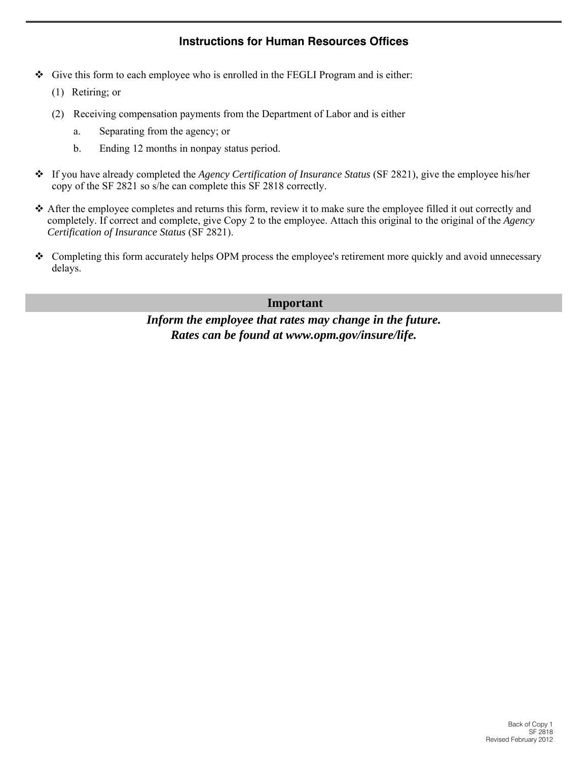## Instructions for Human Resources Offices

- Give this form to each employee who is enrolled in the FEGLI Program and is either:
  (1) Retiring; or
  (2) Receiving compensation payments from the Department of Labor and is either
    a. Separating from the agency; or
    b. Ending 12 months in nonpay status period.
- If you have already completed the *Agency Certification of Insurance Status* (SF 2821), give the employee his/her copy of the SF 2821 so s/he can complete this SF 2818 correctly.
- After the employee completes and returns this form, review it to make sure the employee filled it out correctly and completely. If correct and complete, give Copy 2 to the employee. Attach this original to the original of the *Agency Certification of Insurance Status* (SF 2821).
- Completing this form accurately helps OPM process the employee's retirement more quickly and avoid unnecessary delays.

### Important

***Inform the employee that rates may change in the future.***
***Rates can be found at www.opm.gov/insure/life.***

Back of Copy 1
SF 2818
Revised February 2012